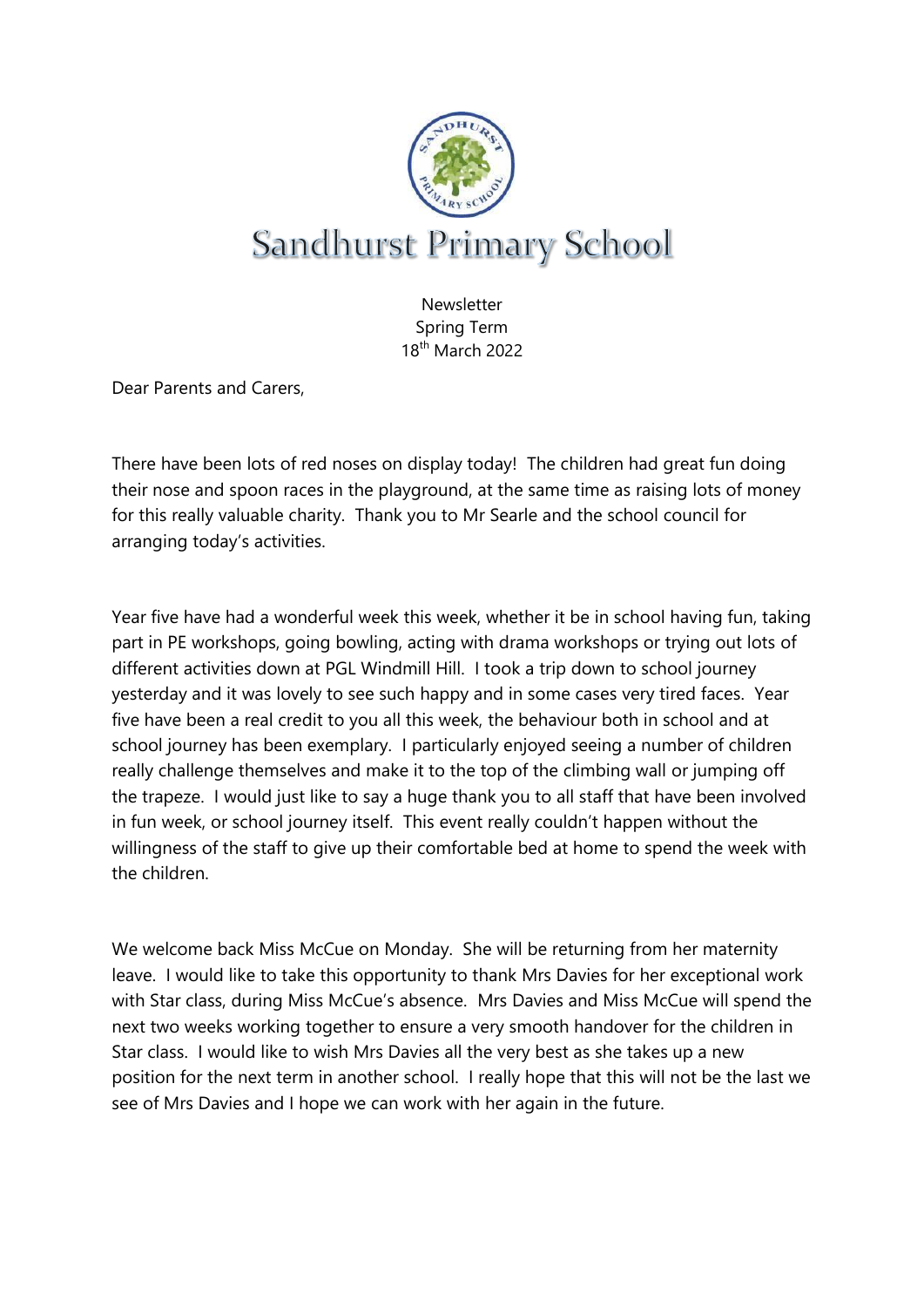# Sandhurst Primary School

Newsletter
Spring Term
18th March 2022

Dear Parents and Carers,

There have been lots of red noses on display today! The children had great fun doing their nose and spoon races in the playground, at the same time as raising lots of money for this really valuable charity. Thank you to Mr Searle and the school council for arranging today's activities.

Year five have had a wonderful week this week, whether it be in school having fun, taking part in PE workshops, going bowling, acting with drama workshops or trying out lots of different activities down at PGL Windmill Hill. I took a trip down to school journey yesterday and it was lovely to see such happy and in some cases very tired faces. Year five have been a real credit to you all this week, the behaviour both in school and at school journey has been exemplary. I particularly enjoyed seeing a number of children really challenge themselves and make it to the top of the climbing wall or jumping off the trapeze. I would just like to say a huge thank you to all staff that have been involved in fun week, or school journey itself. This event really couldn't happen without the willingness of the staff to give up their comfortable bed at home to spend the week with the children.

We welcome back Miss McCue on Monday. She will be returning from her maternity leave. I would like to take this opportunity to thank Mrs Davies for her exceptional work with Star class, during Miss McCue's absence. Mrs Davies and Miss McCue will spend the next two weeks working together to ensure a very smooth handover for the children in Star class. I would like to wish Mrs Davies all the very best as she takes up a new position for the next term in another school. I really hope that this will not be the last we see of Mrs Davies and I hope we can work with her again in the future.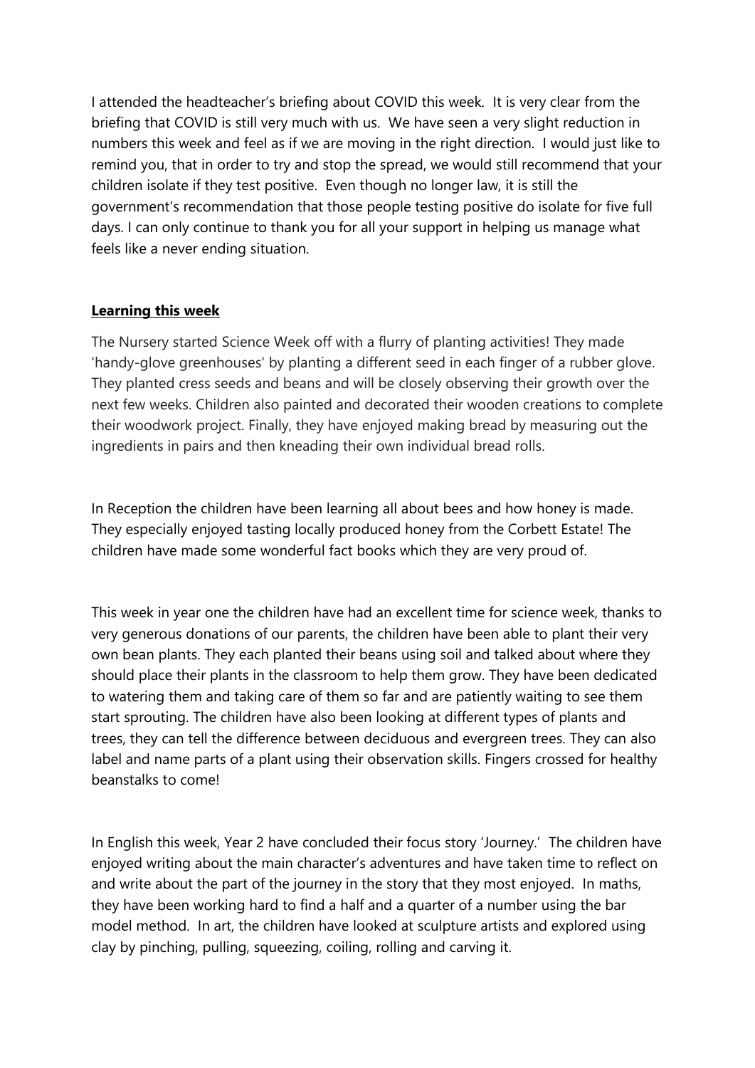I attended the headteacher's briefing about COVID this week. It is very clear from the briefing that COVID is still very much with us. We have seen a very slight reduction in numbers this week and feel as if we are moving in the right direction. I would just like to remind you, that in order to try and stop the spread, we would still recommend that your children isolate if they test positive. Even though no longer law, it is still the government's recommendation that those people testing positive do isolate for five full days. I can only continue to thank you for all your support in helping us manage what feels like a never ending situation.

## **Learning this week**

The Nursery started Science Week off with a flurry of planting activities! They made 'handy-glove greenhouses' by planting a different seed in each finger of a rubber glove. They planted cress seeds and beans and will be closely observing their growth over the next few weeks. Children also painted and decorated their wooden creations to complete their woodwork project. Finally, they have enjoyed making bread by measuring out the ingredients in pairs and then kneading their own individual bread rolls.

In Reception the children have been learning all about bees and how honey is made. They especially enjoyed tasting locally produced honey from the Corbett Estate! The children have made some wonderful fact books which they are very proud of.

This week in year one the children have had an excellent time for science week, thanks to very generous donations of our parents, the children have been able to plant their very own bean plants. They each planted their beans using soil and talked about where they should place their plants in the classroom to help them grow. They have been dedicated to watering them and taking care of them so far and are patiently waiting to see them start sprouting. The children have also been looking at different types of plants and trees, they can tell the difference between deciduous and evergreen trees. They can also label and name parts of a plant using their observation skills. Fingers crossed for healthy beanstalks to come!

In English this week, Year 2 have concluded their focus story 'Journey.' The children have enjoyed writing about the main character's adventures and have taken time to reflect on and write about the part of the journey in the story that they most enjoyed. In maths, they have been working hard to find a half and a quarter of a number using the bar model method. In art, the children have looked at sculpture artists and explored using clay by pinching, pulling, squeezing, coiling, rolling and carving it.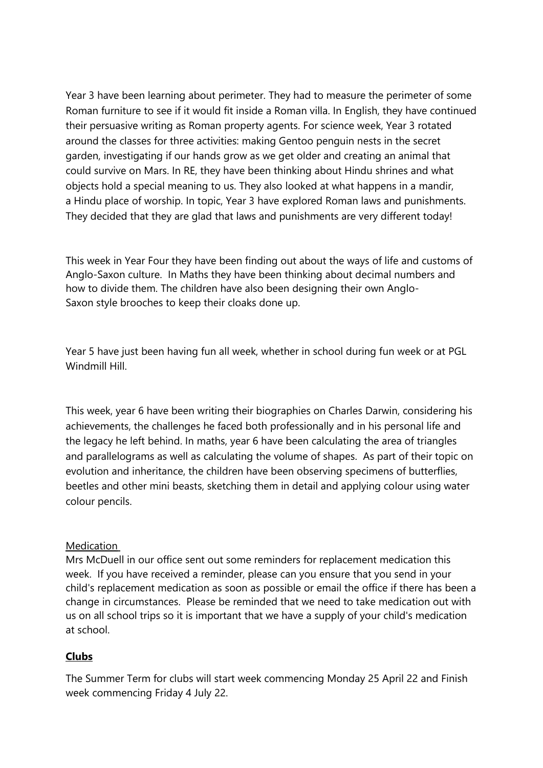Year 3 have been learning about perimeter. They had to measure the perimeter of some Roman furniture to see if it would fit inside a Roman villa. In English, they have continued their persuasive writing as Roman property agents. For science week, Year 3 rotated around the classes for three activities: making Gentoo penguin nests in the secret garden, investigating if our hands grow as we get older and creating an animal that could survive on Mars. In RE, they have been thinking about Hindu shrines and what objects hold a special meaning to us. They also looked at what happens in a mandir, a Hindu place of worship. In topic, Year 3 have explored Roman laws and punishments. They decided that they are glad that laws and punishments are very different today!

This week in Year Four they have been finding out about the ways of life and customs of Anglo-Saxon culture. In Maths they have been thinking about decimal numbers and how to divide them. The children have also been designing their own Anglo-Saxon style brooches to keep their cloaks done up.

Year 5 have just been having fun all week, whether in school during fun week or at PGL Windmill Hill.

This week, year 6 have been writing their biographies on Charles Darwin, considering his achievements, the challenges he faced both professionally and in his personal life and the legacy he left behind. In maths, year 6 have been calculating the area of triangles and parallelograms as well as calculating the volume of shapes. As part of their topic on evolution and inheritance, the children have been observing specimens of butterflies, beetles and other mini beasts, sketching them in detail and applying colour using water colour pencils.

Medication

Mrs McDuell in our office sent out some reminders for replacement medication this week. If you have received a reminder, please can you ensure that you send in your child's replacement medication as soon as possible or email the office if there has been a change in circumstances. Please be reminded that we need to take medication out with us on all school trips so it is important that we have a supply of your child's medication at school.

**Clubs**

The Summer Term for clubs will start week commencing Monday 25 April 22 and Finish week commencing Friday 4 July 22.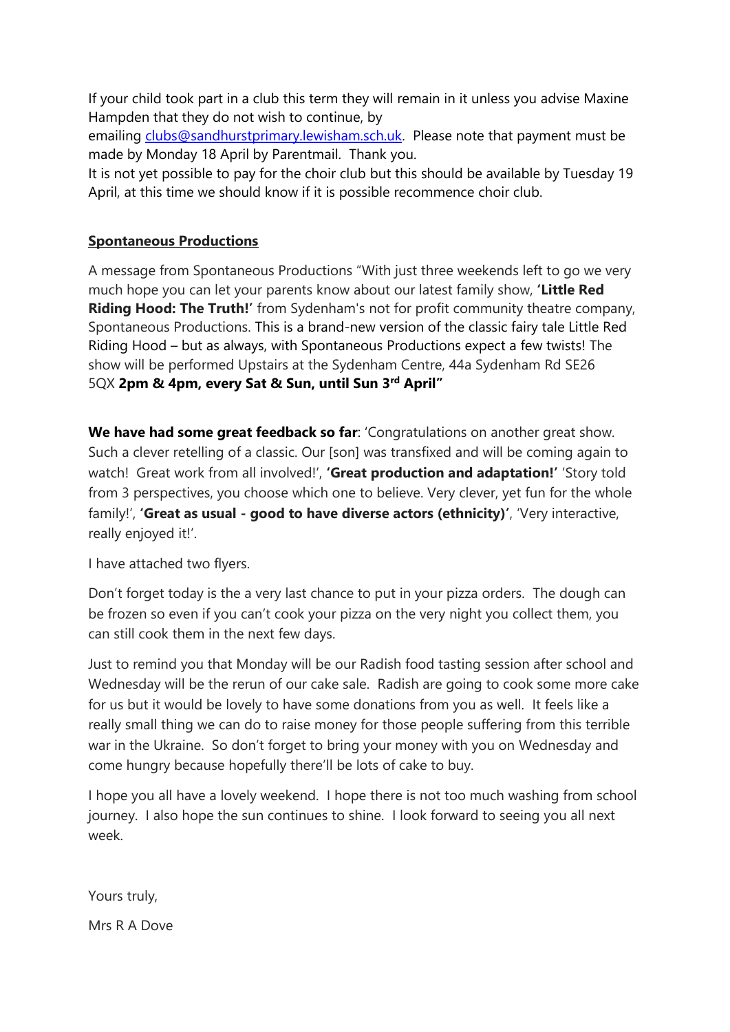If your child took part in a club this term they will remain in it unless you advise Maxine Hampden that they do not wish to continue, by emailing clubs@sandhurstprimary.lewisham.sch.uk. Please note that payment must be made by Monday 18 April by Parentmail. Thank you.
It is not yet possible to pay for the choir club but this should be available by Tuesday 19 April, at this time we should know if it is possible recommence choir club.

**Spontaneous Productions**

A message from Spontaneous Productions "With just three weekends left to go we very much hope you can let your parents know about our latest family show, **'Little Red Riding Hood: The Truth!'** from Sydenham's not for profit community theatre company, Spontaneous Productions. This is a brand-new version of the classic fairy tale Little Red Riding Hood – but as always, with Spontaneous Productions expect a few twists! The show will be performed Upstairs at the Sydenham Centre, 44a Sydenham Rd SE26 5QX **2pm & 4pm, every Sat & Sun, until Sun 3rd April"**

**We have had some great feedback so far**: 'Congratulations on another great show. Such a clever retelling of a classic. Our [son] was transfixed and will be coming again to watch! Great work from all involved!', **'Great production and adaptation!'** 'Story told from 3 perspectives, you choose which one to believe. Very clever, yet fun for the whole family!', **'Great as usual - good to have diverse actors (ethnicity)'**, 'Very interactive, really enjoyed it!'.

I have attached two flyers.

Don't forget today is the a very last chance to put in your pizza orders. The dough can be frozen so even if you can't cook your pizza on the very night you collect them, you can still cook them in the next few days.

Just to remind you that Monday will be our Radish food tasting session after school and Wednesday will be the rerun of our cake sale. Radish are going to cook some more cake for us but it would be lovely to have some donations from you as well. It feels like a really small thing we can do to raise money for those people suffering from this terrible war in the Ukraine. So don't forget to bring your money with you on Wednesday and come hungry because hopefully there'll be lots of cake to buy.

I hope you all have a lovely weekend. I hope there is not too much washing from school journey. I also hope the sun continues to shine. I look forward to seeing you all next week.

Yours truly,

Mrs R A Dove